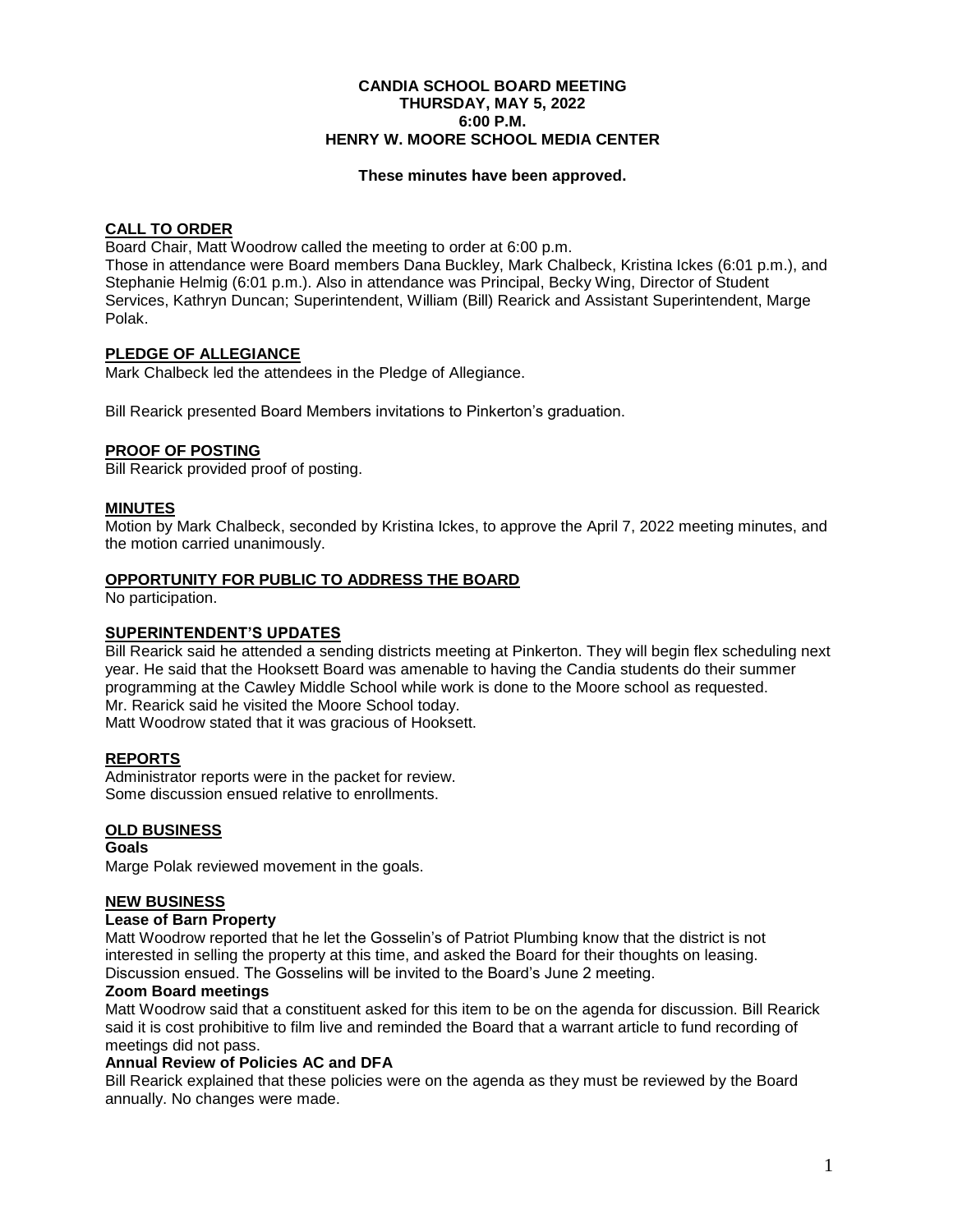**CANDIA SCHOOL BOARD MEETING**
**THURSDAY, MAY 5, 2022**
**6:00 P.M.**
**HENRY W. MOORE SCHOOL MEDIA CENTER**

**These minutes have been approved.**

## CALL TO ORDER

Board Chair, Matt Woodrow called the meeting to order at 6:00 p.m.
Those in attendance were Board members Dana Buckley, Mark Chalbeck, Kristina Ickes (6:01 p.m.), and Stephanie Helmig (6:01 p.m.). Also in attendance was Principal, Becky Wing, Director of Student Services, Kathryn Duncan; Superintendent, William (Bill) Rearick and Assistant Superintendent, Marge Polak.

## PLEDGE OF ALLEGIANCE

Mark Chalbeck led the attendees in the Pledge of Allegiance.

Bill Rearick presented Board Members invitations to Pinkerton's graduation.

## PROOF OF POSTING

Bill Rearick provided proof of posting.

## MINUTES

Motion by Mark Chalbeck, seconded by Kristina Ickes, to approve the April 7, 2022 meeting minutes, and the motion carried unanimously.

## OPPORTUNITY FOR PUBLIC TO ADDRESS THE BOARD

No participation.

## SUPERINTENDENT'S UPDATES

Bill Rearick said he attended a sending districts meeting at Pinkerton. They will begin flex scheduling next year. He said that the Hooksett Board was amenable to having the Candia students do their summer programming at the Cawley Middle School while work is done to the Moore school as requested.
Mr. Rearick said he visited the Moore School today.
Matt Woodrow stated that it was gracious of Hooksett.

## REPORTS

Administrator reports were in the packet for review.
Some discussion ensued relative to enrollments.

## OLD BUSINESS

**Goals**

Marge Polak reviewed movement in the goals.

## NEW BUSINESS

**Lease of Barn Property**

Matt Woodrow reported that he let the Gosselin's of Patriot Plumbing know that the district is not interested in selling the property at this time, and asked the Board for their thoughts on leasing. Discussion ensued. The Gosselins will be invited to the Board's June 2 meeting.

**Zoom Board meetings**

Matt Woodrow said that a constituent asked for this item to be on the agenda for discussion. Bill Rearick said it is cost prohibitive to film live and reminded the Board that a warrant article to fund recording of meetings did not pass.

**Annual Review of Policies AC and DFA**

Bill Rearick explained that these policies were on the agenda as they must be reviewed by the Board annually. No changes were made.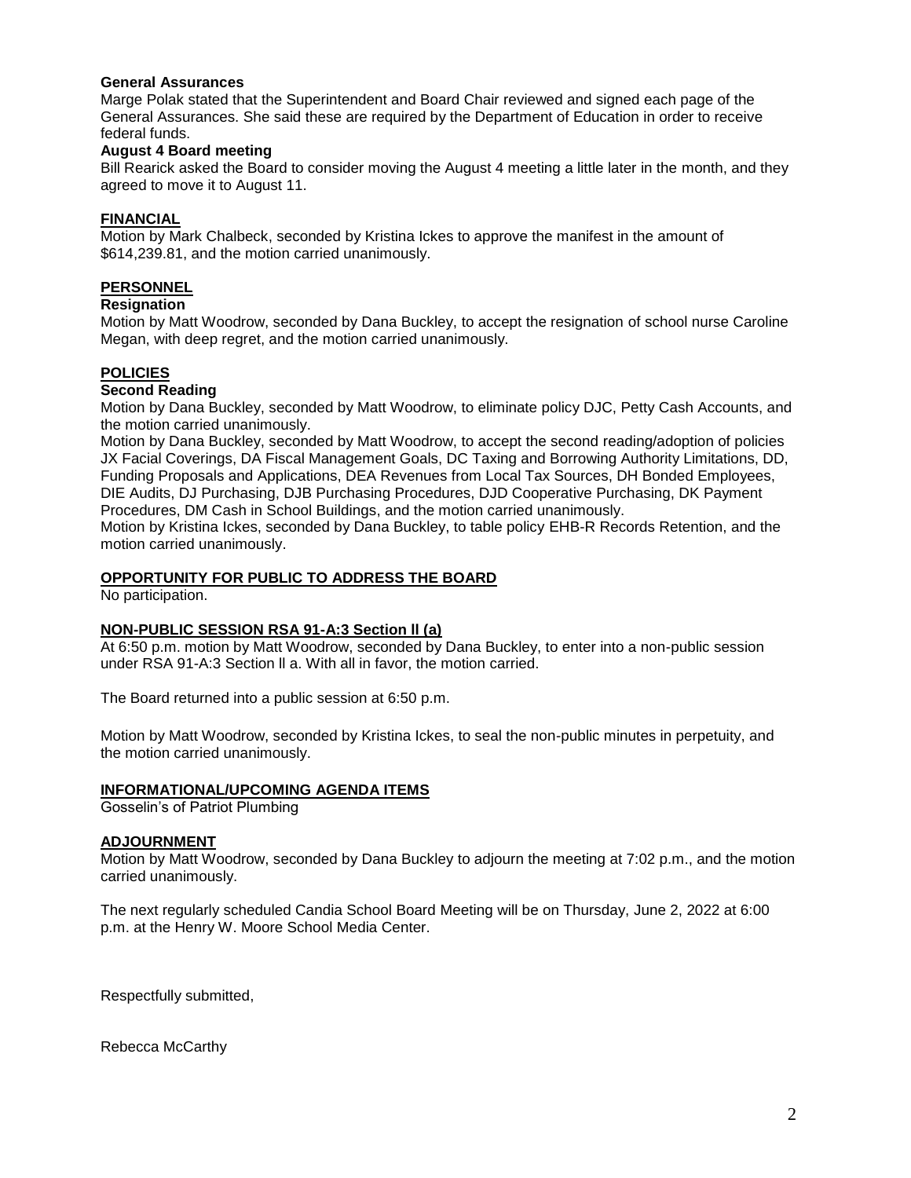**General Assurances**

Marge Polak stated that the Superintendent and Board Chair reviewed and signed each page of the General Assurances. She said these are required by the Department of Education in order to receive federal funds.

**August 4 Board meeting**

Bill Rearick asked the Board to consider moving the August 4 meeting a little later in the month, and they agreed to move it to August 11.

## FINANCIAL

Motion by Mark Chalbeck, seconded by Kristina Ickes to approve the manifest in the amount of $614,239.81, and the motion carried unanimously.

## PERSONNEL

**Resignation**

Motion by Matt Woodrow, seconded by Dana Buckley, to accept the resignation of school nurse Caroline Megan, with deep regret, and the motion carried unanimously.

## POLICIES

**Second Reading**

Motion by Dana Buckley, seconded by Matt Woodrow, to eliminate policy DJC, Petty Cash Accounts, and the motion carried unanimously.

Motion by Dana Buckley, seconded by Matt Woodrow, to accept the second reading/adoption of policies JX Facial Coverings, DA Fiscal Management Goals, DC Taxing and Borrowing Authority Limitations, DD, Funding Proposals and Applications, DEA Revenues from Local Tax Sources, DH Bonded Employees, DIE Audits, DJ Purchasing, DJB Purchasing Procedures, DJD Cooperative Purchasing, DK Payment Procedures, DM Cash in School Buildings, and the motion carried unanimously.

Motion by Kristina Ickes, seconded by Dana Buckley, to table policy EHB-R Records Retention, and the motion carried unanimously.

## OPPORTUNITY FOR PUBLIC TO ADDRESS THE BOARD

No participation.

## NON-PUBLIC SESSION RSA 91-A:3 Section ll (a)

At 6:50 p.m. motion by Matt Woodrow, seconded by Dana Buckley, to enter into a non-public session under RSA 91-A:3 Section ll a. With all in favor, the motion carried.

The Board returned into a public session at 6:50 p.m.

Motion by Matt Woodrow, seconded by Kristina Ickes, to seal the non-public minutes in perpetuity, and the motion carried unanimously.

## INFORMATIONAL/UPCOMING AGENDA ITEMS

Gosselin's of Patriot Plumbing

## ADJOURNMENT

Motion by Matt Woodrow, seconded by Dana Buckley to adjourn the meeting at 7:02 p.m., and the motion carried unanimously.

The next regularly scheduled Candia School Board Meeting will be on Thursday, June 2, 2022 at 6:00 p.m. at the Henry W. Moore School Media Center.

Respectfully submitted,

Rebecca McCarthy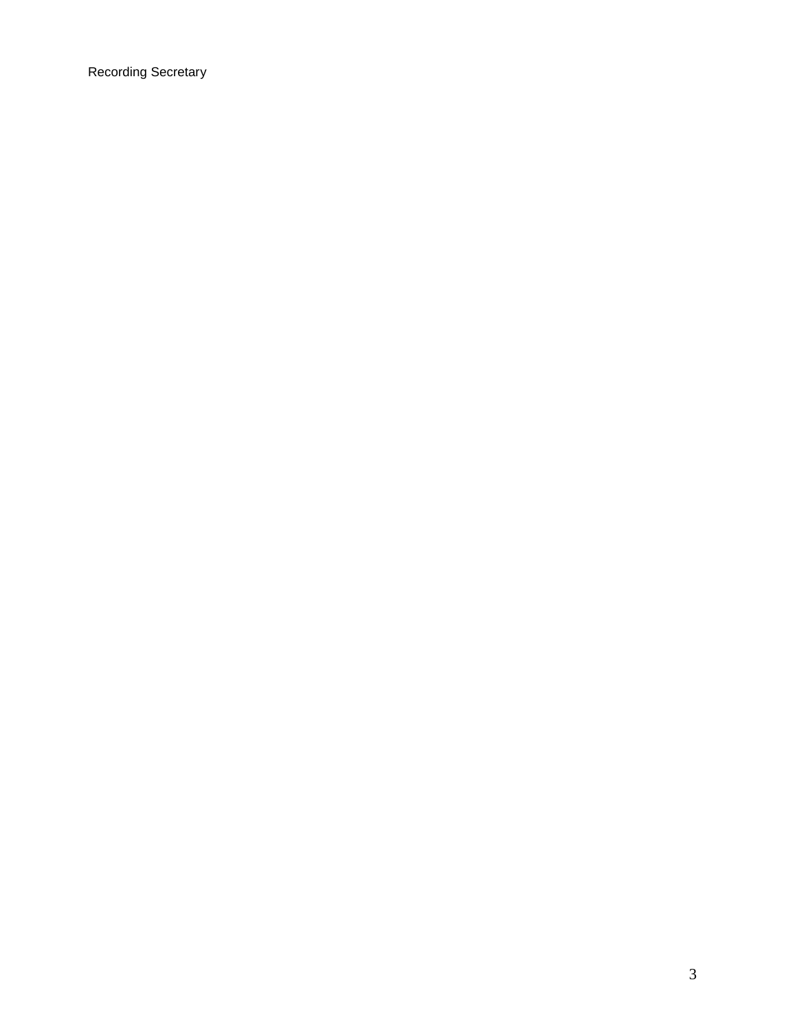Recording Secretary